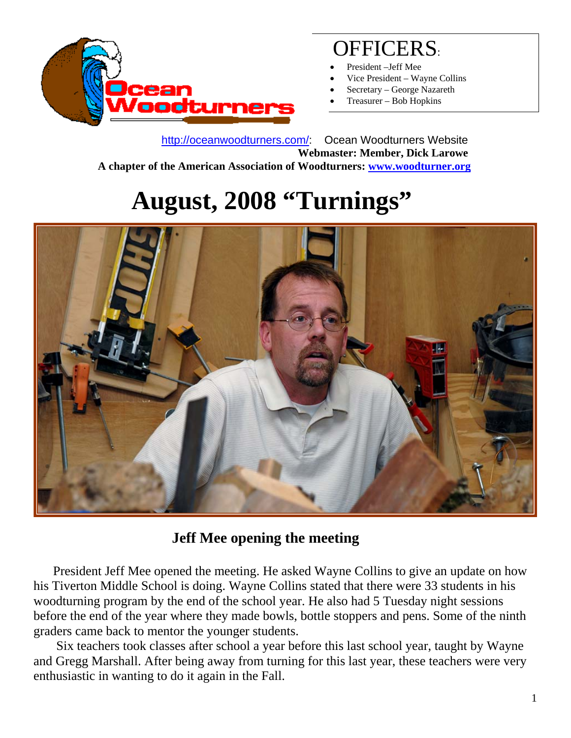# OFFICERS:

- President –Jeff Mee
- Vice President – Wayne Collins
- Secretary – George Nazareth
- Treasurer – Bob Hopkins

http://oceanwoodturners.com/: Ocean Woodturners Website

**Webmaster: Member, Dick Larowe**

**A chapter of the American Association of Woodturners: www.woodturner.org**

# August, 2008 "Turnings"

**Jeff Mee opening the meeting**

President Jeff Mee opened the meeting. He asked Wayne Collins to give an update on how his Tiverton Middle School is doing. Wayne Collins stated that there were 33 students in his woodturning program by the end of the school year. He also had 5 Tuesday night sessions before the end of the year where they made bowls, bottle stoppers and pens. Some of the ninth graders came back to mentor the younger students.

Six teachers took classes after school a year before this last school year, taught by Wayne and Gregg Marshall. After being away from turning for this last year, these teachers were very enthusiastic in wanting to do it again in the Fall.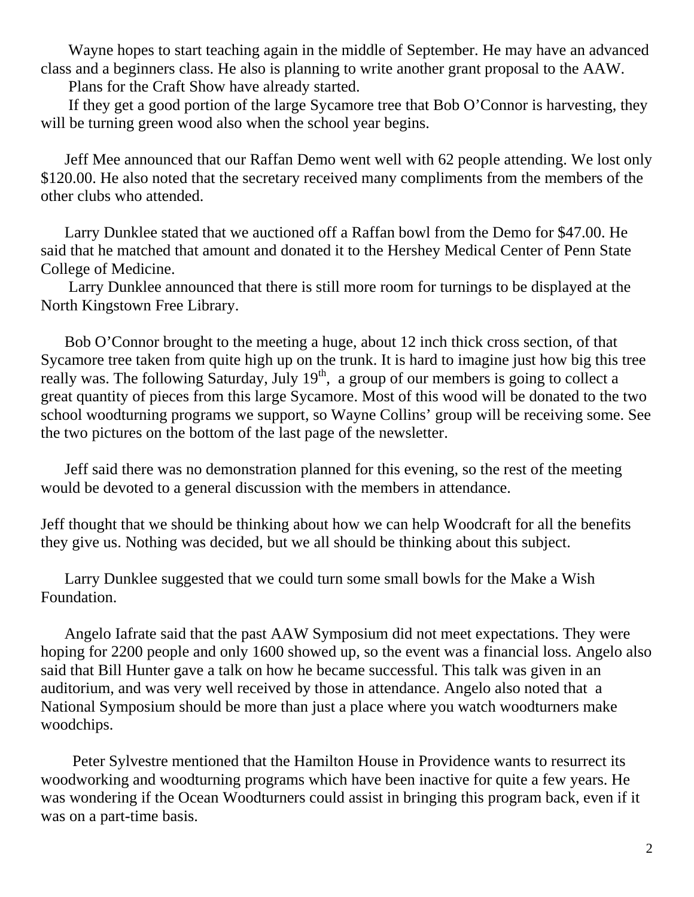Wayne hopes to start teaching again in the middle of September. He may have an advanced class and a beginners class. He also is planning to write another grant proposal to the AAW.

Plans for the Craft Show have already started.

If they get a good portion of the large Sycamore tree that Bob O'Connor is harvesting, they will be turning green wood also when the school year begins.

Jeff Mee announced that our Raffan Demo went well with 62 people attending. We lost only $120.00. He also noted that the secretary received many compliments from the members of the other clubs who attended.

Larry Dunklee stated that we auctioned off a Raffan bowl from the Demo for $47.00. He said that he matched that amount and donated it to the Hershey Medical Center of Penn State College of Medicine.

Larry Dunklee announced that there is still more room for turnings to be displayed at the North Kingstown Free Library.

Bob O'Connor brought to the meeting a huge, about 12 inch thick cross section, of that Sycamore tree taken from quite high up on the trunk. It is hard to imagine just how big this tree really was. The following Saturday, July 19th, a group of our members is going to collect a great quantity of pieces from this large Sycamore. Most of this wood will be donated to the two school woodturning programs we support, so Wayne Collins' group will be receiving some. See the two pictures on the bottom of the last page of the newsletter.

Jeff said there was no demonstration planned for this evening, so the rest of the meeting would be devoted to a general discussion with the members in attendance.

Jeff thought that we should be thinking about how we can help Woodcraft for all the benefits they give us. Nothing was decided, but we all should be thinking about this subject.

Larry Dunklee suggested that we could turn some small bowls for the Make a Wish Foundation.

Angelo Iafrate said that the past AAW Symposium did not meet expectations. They were hoping for 2200 people and only 1600 showed up, so the event was a financial loss. Angelo also said that Bill Hunter gave a talk on how he became successful. This talk was given in an auditorium, and was very well received by those in attendance. Angelo also noted that a National Symposium should be more than just a place where you watch woodturners make woodchips.

Peter Sylvestre mentioned that the Hamilton House in Providence wants to resurrect its woodworking and woodturning programs which have been inactive for quite a few years. He was wondering if the Ocean Woodturners could assist in bringing this program back, even if it was on a part-time basis.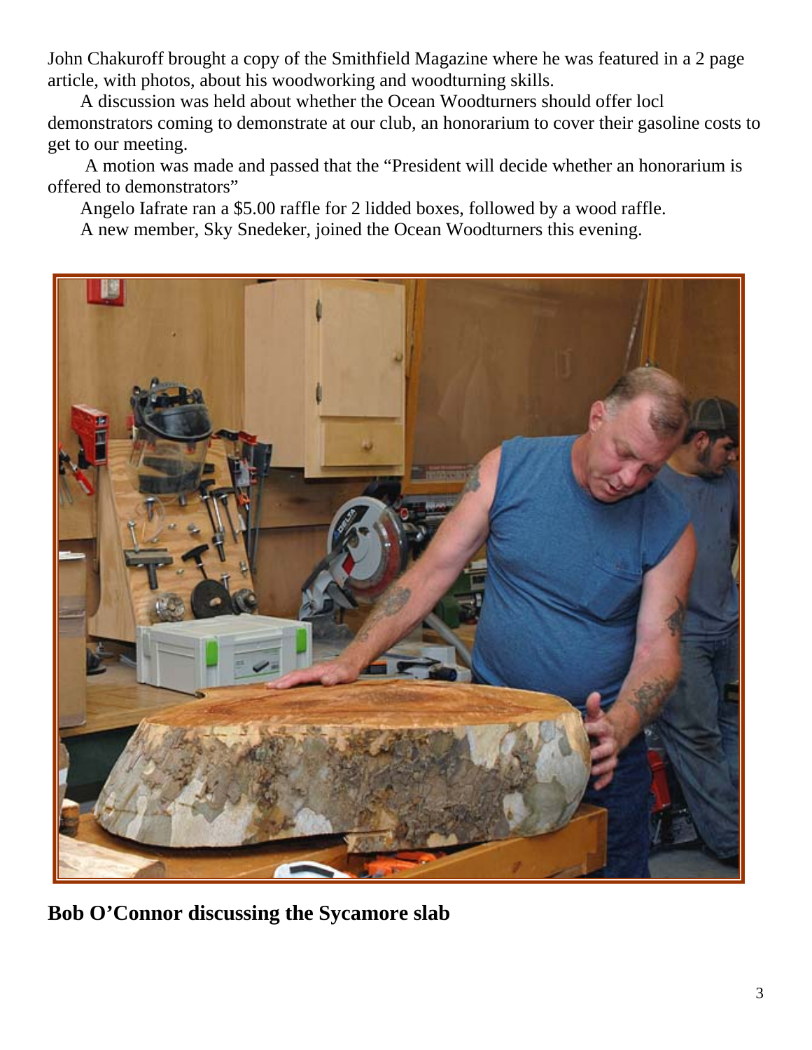John Chakuroff brought a copy of the Smithfield Magazine where he was featured in a 2 page article, with photos, about his woodworking and woodturning skills.

A discussion was held about whether the Ocean Woodturners should offer locl demonstrators coming to demonstrate at our club, an honorarium to cover their gasoline costs to get to our meeting.

A motion was made and passed that the "President will decide whether an honorarium is offered to demonstrators"

Angelo Iafrate ran a $5.00 raffle for 2 lidded boxes, followed by a wood raffle.

A new member, Sky Snedeker, joined the Ocean Woodturners this evening.

**Bob O'Connor discussing the Sycamore slab**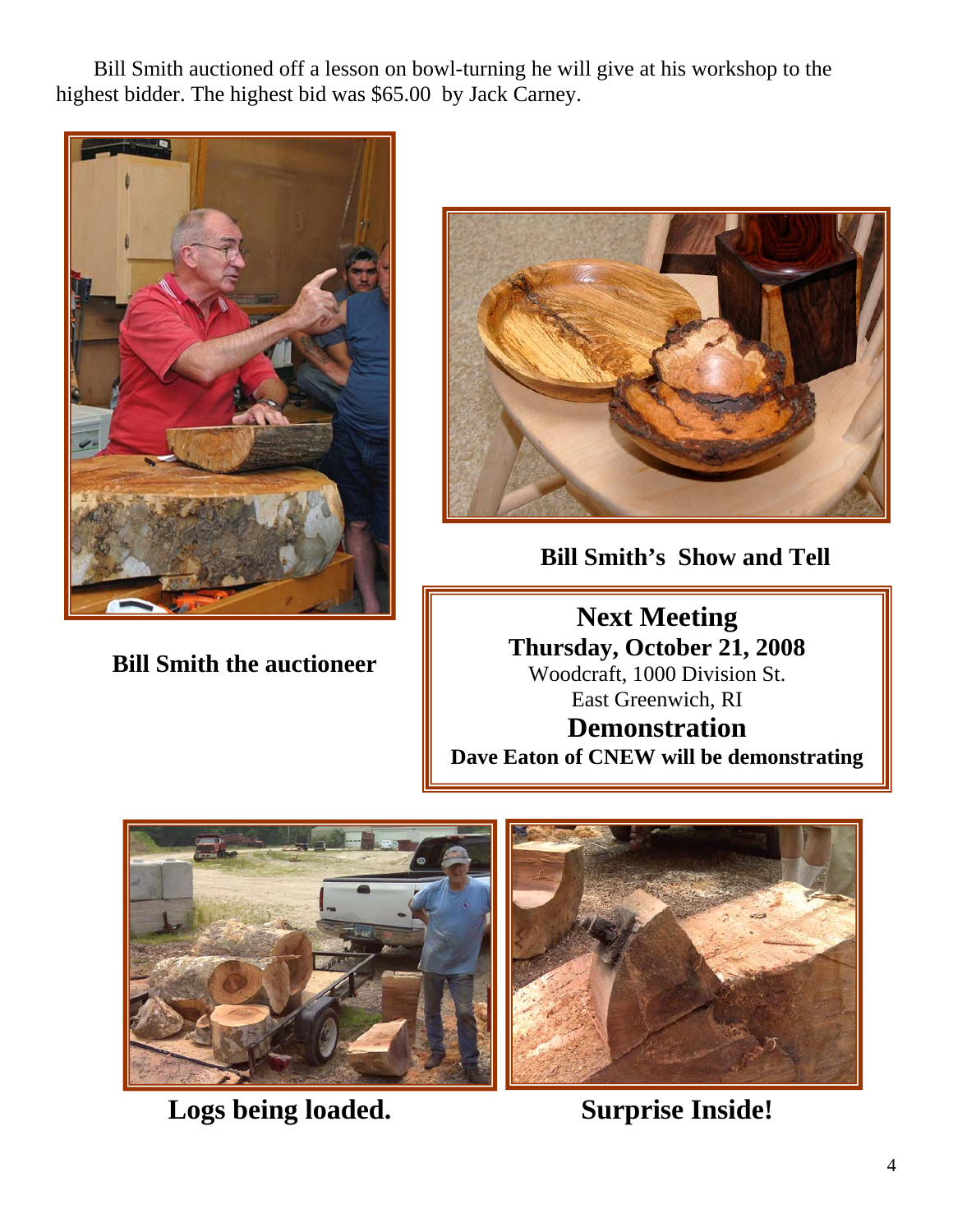Bill Smith auctioned off a lesson on bowl-turning he will give at his workshop to the highest bidder. The highest bid was $65.00 by Jack Carney.

**Bill Smith the auctioneer**

**Bill Smith's Show and Tell**

**Next Meeting**

**Thursday, October 21, 2008**

Woodcraft, 1000 Division St.

East Greenwich, RI

**Demonstration**

**Dave Eaton of CNEW will be demonstrating**

**Logs being loaded.**

**Surprise Inside!**